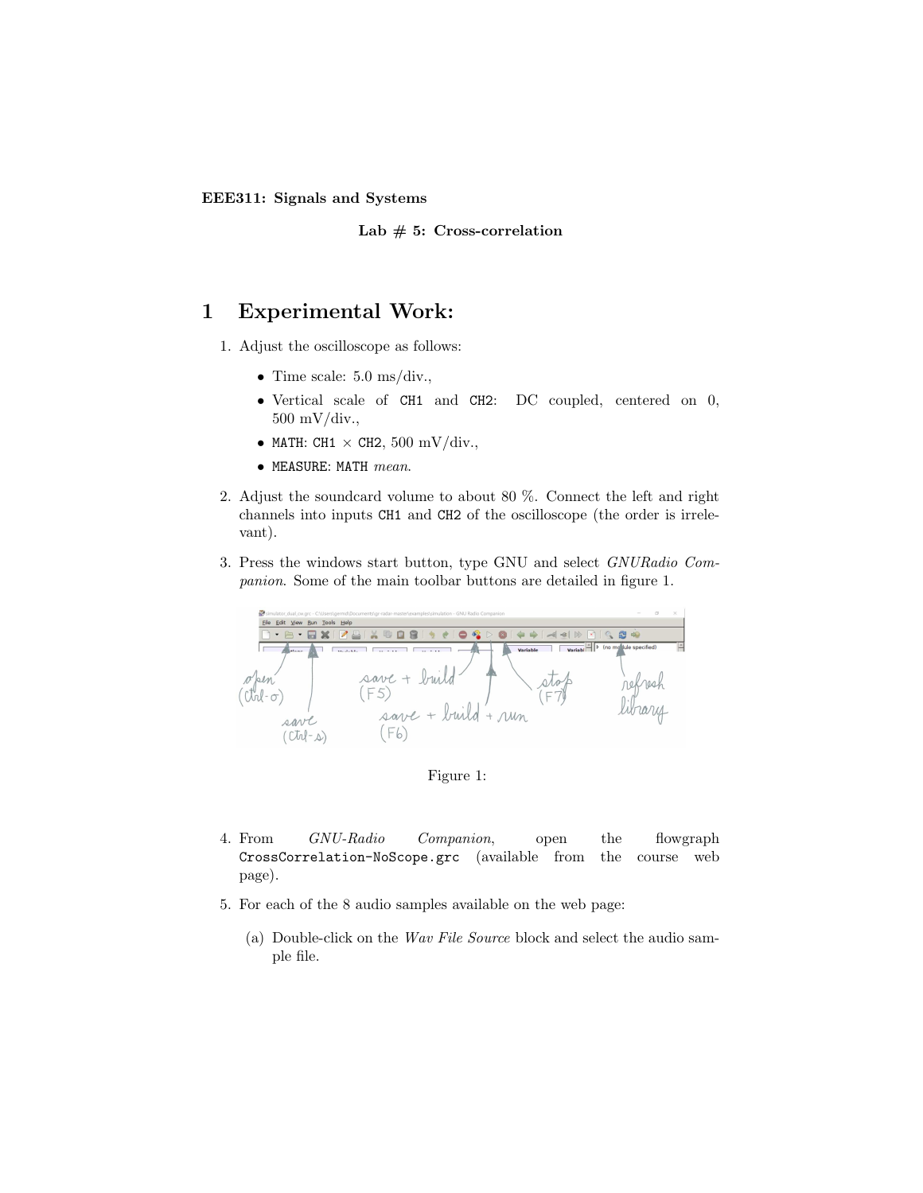**EEE311: Signals and Systems**

**Lab # 5: Cross-correlation**

# 1 Experimental Work:

1. Adjust the oscilloscope as follows:
   - Time scale: 5.0 ms/div.,
   - Vertical scale of CH1 and CH2: DC coupled, centered on 0, 500 mV/div.,
   - MATH: CH1 × CH2, 500 mV/div.,
   - MEASURE: MATH *mean*.
2. Adjust the soundcard volume to about 80 %. Connect the left and right channels into inputs CH1 and CH2 of the oscilloscope (the order is irrelevant).
3. Press the windows start button, type GNU and select *GNURadio Companion*. Some of the main toolbar buttons are detailed in figure 1.

Figure 1:

4. From *GNU-Radio Companion*, open the flowgraph `CrossCorrelation-NoScope.grc` (available from the course web page).
5. For each of the 8 audio samples available on the web page:
   (a) Double-click on the *Wav File Source* block and select the audio sample file.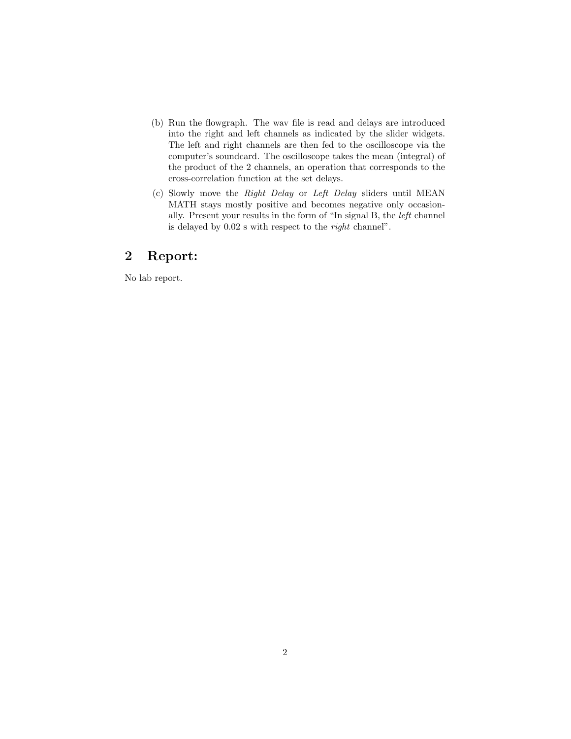(b) Run the flowgraph. The wav file is read and delays are introduced into the right and left channels as indicated by the slider widgets. The left and right channels are then fed to the oscilloscope via the computer's soundcard. The oscilloscope takes the mean (integral) of the product of the 2 channels, an operation that corresponds to the cross-correlation function at the set delays.

(c) Slowly move the *Right Delay* or *Left Delay* sliders until MEAN MATH stays mostly positive and becomes negative only occasionally. Present your results in the form of "In signal B, the *left* channel is delayed by 0.02 s with respect to the *right* channel".

## 2 Report:

No lab report.